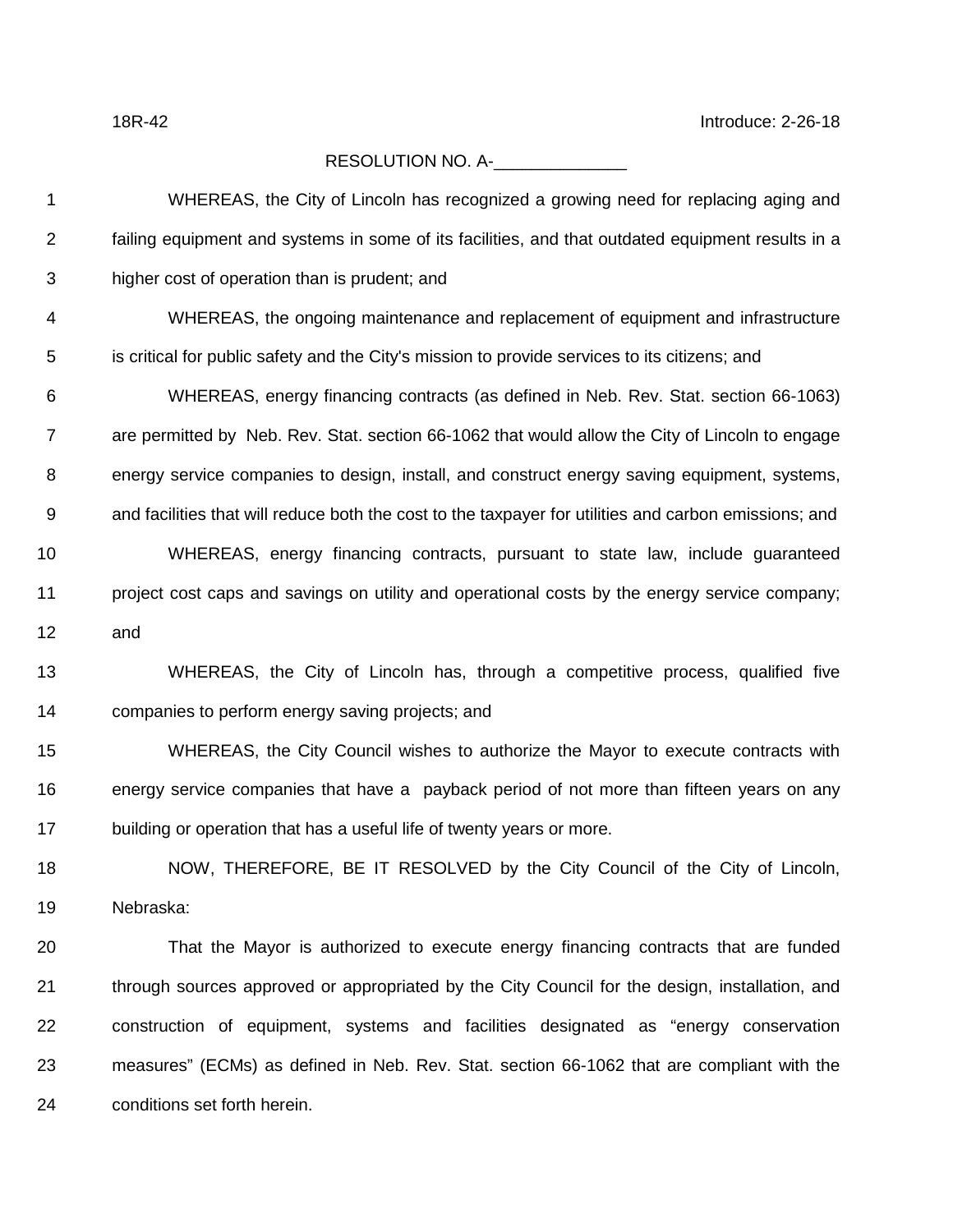18R-42 Introduce: 2-26-18

RESOLUTION NO. A-______________

WHEREAS, the City of Lincoln has recognized a growing need for replacing aging and failing equipment and systems in some of its facilities, and that outdated equipment results in a higher cost of operation than is prudent; and

WHEREAS, the ongoing maintenance and replacement of equipment and infrastructure is critical for public safety and the City's mission to provide services to its citizens; and

WHEREAS, energy financing contracts (as defined in Neb. Rev. Stat. section 66-1063) are permitted by Neb. Rev. Stat. section 66-1062 that would allow the City of Lincoln to engage energy service companies to design, install, and construct energy saving equipment, systems, and facilities that will reduce both the cost to the taxpayer for utilities and carbon emissions; and

WHEREAS, energy financing contracts, pursuant to state law, include guaranteed project cost caps and savings on utility and operational costs by the energy service company; and

WHEREAS, the City of Lincoln has, through a competitive process, qualified five companies to perform energy saving projects; and

WHEREAS, the City Council wishes to authorize the Mayor to execute contracts with energy service companies that have a payback period of not more than fifteen years on any building or operation that has a useful life of twenty years or more.

NOW, THEREFORE, BE IT RESOLVED by the City Council of the City of Lincoln, Nebraska:

That the Mayor is authorized to execute energy financing contracts that are funded through sources approved or appropriated by the City Council for the design, installation, and construction of equipment, systems and facilities designated as "energy conservation measures" (ECMs) as defined in Neb. Rev. Stat. section 66-1062 that are compliant with the conditions set forth herein.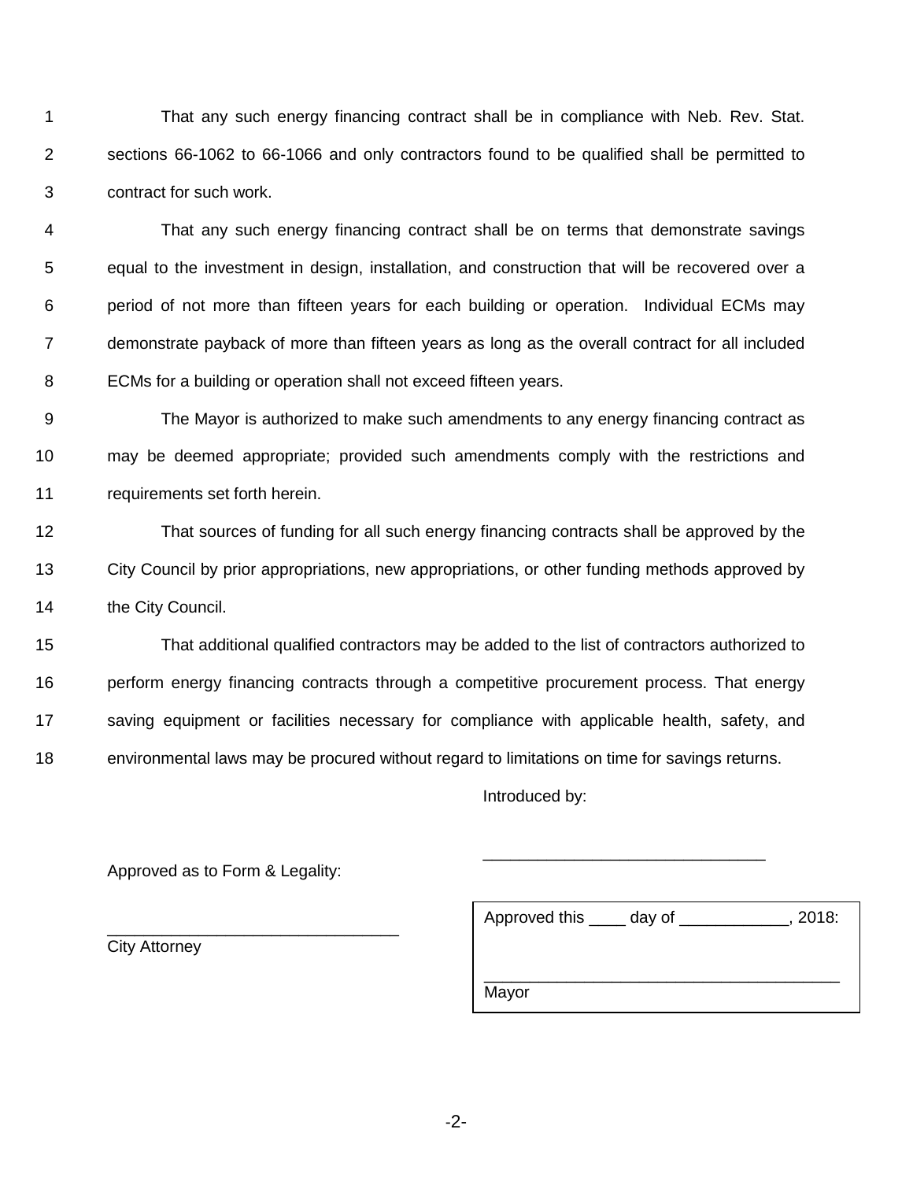That any such energy financing contract shall be in compliance with Neb. Rev. Stat. sections 66-1062 to 66-1066 and only contractors found to be qualified shall be permitted to contract for such work.

That any such energy financing contract shall be on terms that demonstrate savings equal to the investment in design, installation, and construction that will be recovered over a period of not more than fifteen years for each building or operation. Individual ECMs may demonstrate payback of more than fifteen years as long as the overall contract for all included ECMs for a building or operation shall not exceed fifteen years.

The Mayor is authorized to make such amendments to any energy financing contract as may be deemed appropriate; provided such amendments comply with the restrictions and requirements set forth herein.

That sources of funding for all such energy financing contracts shall be approved by the City Council by prior appropriations, new appropriations, or other funding methods approved by the City Council.

That additional qualified contractors may be added to the list of contractors authorized to perform energy financing contracts through a competitive procurement process. That energy saving equipment or facilities necessary for compliance with applicable health, safety, and environmental laws may be procured without regard to limitations on time for savings returns.

Introduced by:

_______________________________

Approved as to Form & Legality:

_______________________________
City Attorney

Approved this ____ day of ____________, 2018:

_______________________________________
Mayor